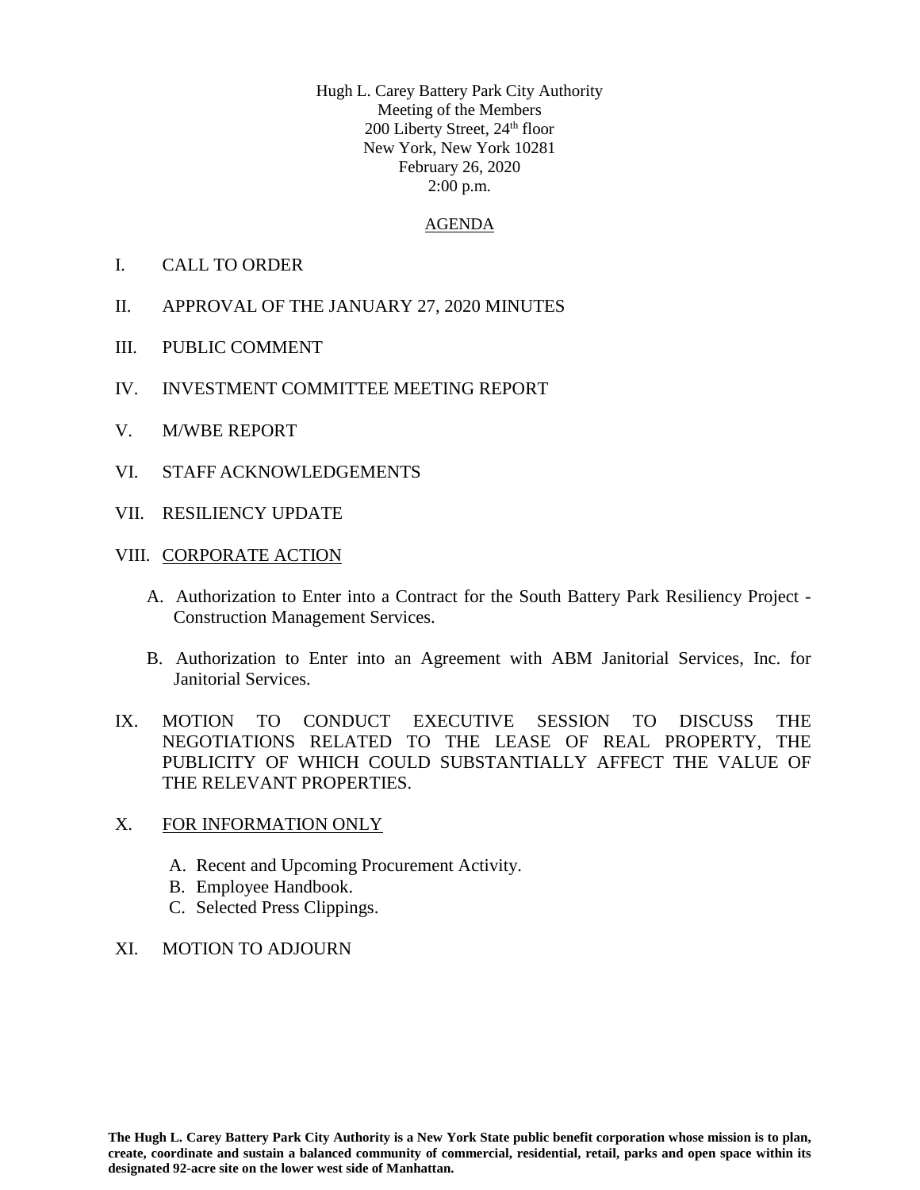Hugh L. Carey Battery Park City Authority
Meeting of the Members
200 Liberty Street, 24th floor
New York, New York 10281
February 26, 2020
2:00 p.m.

## AGENDA

I. CALL TO ORDER

II. APPROVAL OF THE JANUARY 27, 2020 MINUTES

III. PUBLIC COMMENT

IV. INVESTMENT COMMITTEE MEETING REPORT

V. M/WBE REPORT

VI. STAFF ACKNOWLEDGEMENTS

VII. RESILIENCY UPDATE

VIII. CORPORATE ACTION

A. Authorization to Enter into a Contract for the South Battery Park Resiliency Project - Construction Management Services.

B. Authorization to Enter into an Agreement with ABM Janitorial Services, Inc. for Janitorial Services.

IX. MOTION TO CONDUCT EXECUTIVE SESSION TO DISCUSS THE NEGOTIATIONS RELATED TO THE LEASE OF REAL PROPERTY, THE PUBLICITY OF WHICH COULD SUBSTANTIALLY AFFECT THE VALUE OF THE RELEVANT PROPERTIES.

X. FOR INFORMATION ONLY

A. Recent and Upcoming Procurement Activity.
B. Employee Handbook.
C. Selected Press Clippings.

XI. MOTION TO ADJOURN

**The Hugh L. Carey Battery Park City Authority is a New York State public benefit corporation whose mission is to plan, create, coordinate and sustain a balanced community of commercial, residential, retail, parks and open space within its designated 92-acre site on the lower west side of Manhattan.**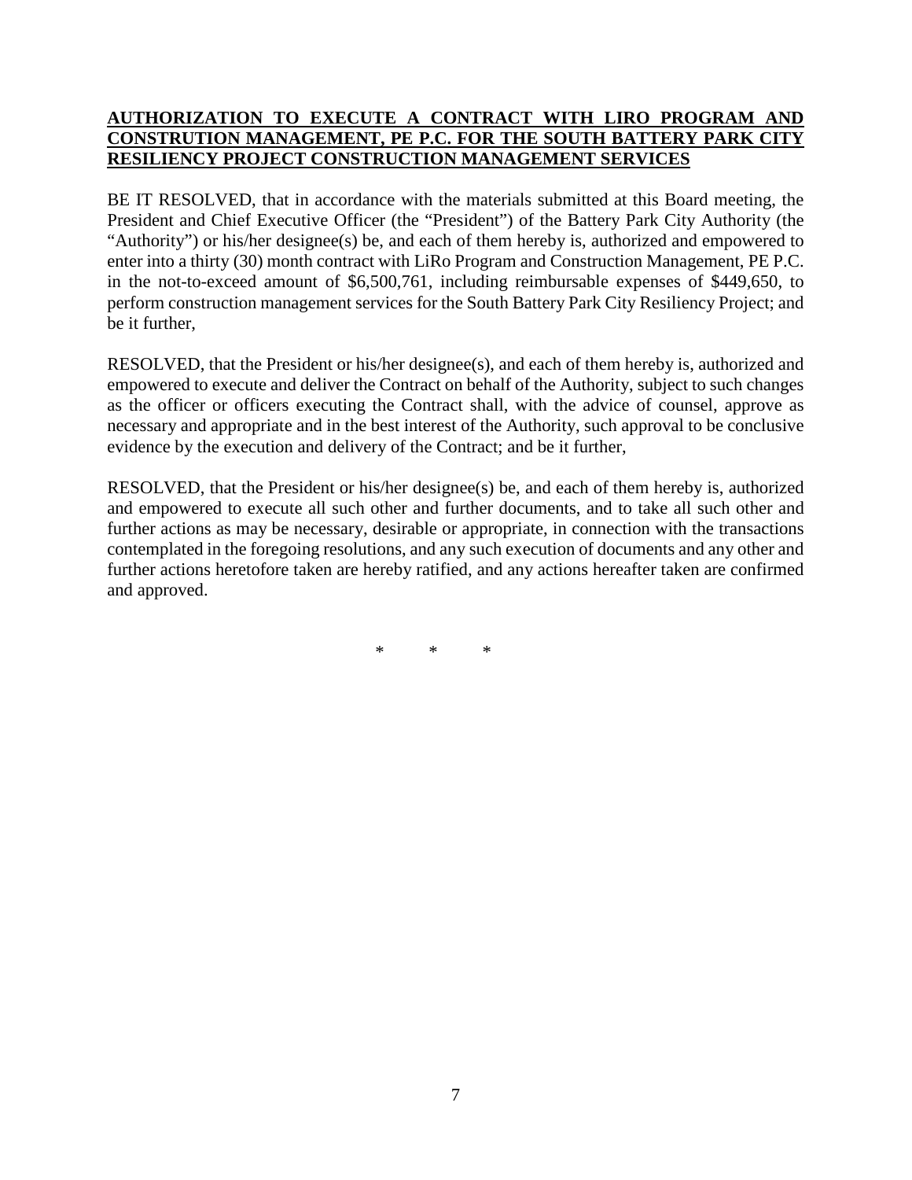**AUTHORIZATION TO EXECUTE A CONTRACT WITH LIRO PROGRAM AND CONSTRUTION MANAGEMENT, PE P.C. FOR THE SOUTH BATTERY PARK CITY RESILIENCY PROJECT CONSTRUCTION MANAGEMENT SERVICES**

BE IT RESOLVED, that in accordance with the materials submitted at this Board meeting, the President and Chief Executive Officer (the "President") of the Battery Park City Authority (the "Authority") or his/her designee(s) be, and each of them hereby is, authorized and empowered to enter into a thirty (30) month contract with LiRo Program and Construction Management, PE P.C. in the not-to-exceed amount of $6,500,761, including reimbursable expenses of $449,650, to perform construction management services for the South Battery Park City Resiliency Project; and be it further,

RESOLVED, that the President or his/her designee(s), and each of them hereby is, authorized and empowered to execute and deliver the Contract on behalf of the Authority, subject to such changes as the officer or officers executing the Contract shall, with the advice of counsel, approve as necessary and appropriate and in the best interest of the Authority, such approval to be conclusive evidence by the execution and delivery of the Contract; and be it further,

RESOLVED, that the President or his/her designee(s) be, and each of them hereby is, authorized and empowered to execute all such other and further documents, and to take all such other and further actions as may be necessary, desirable or appropriate, in connection with the transactions contemplated in the foregoing resolutions, and any such execution of documents and any other and further actions heretofore taken are hereby ratified, and any actions hereafter taken are confirmed and approved.

\* \* \*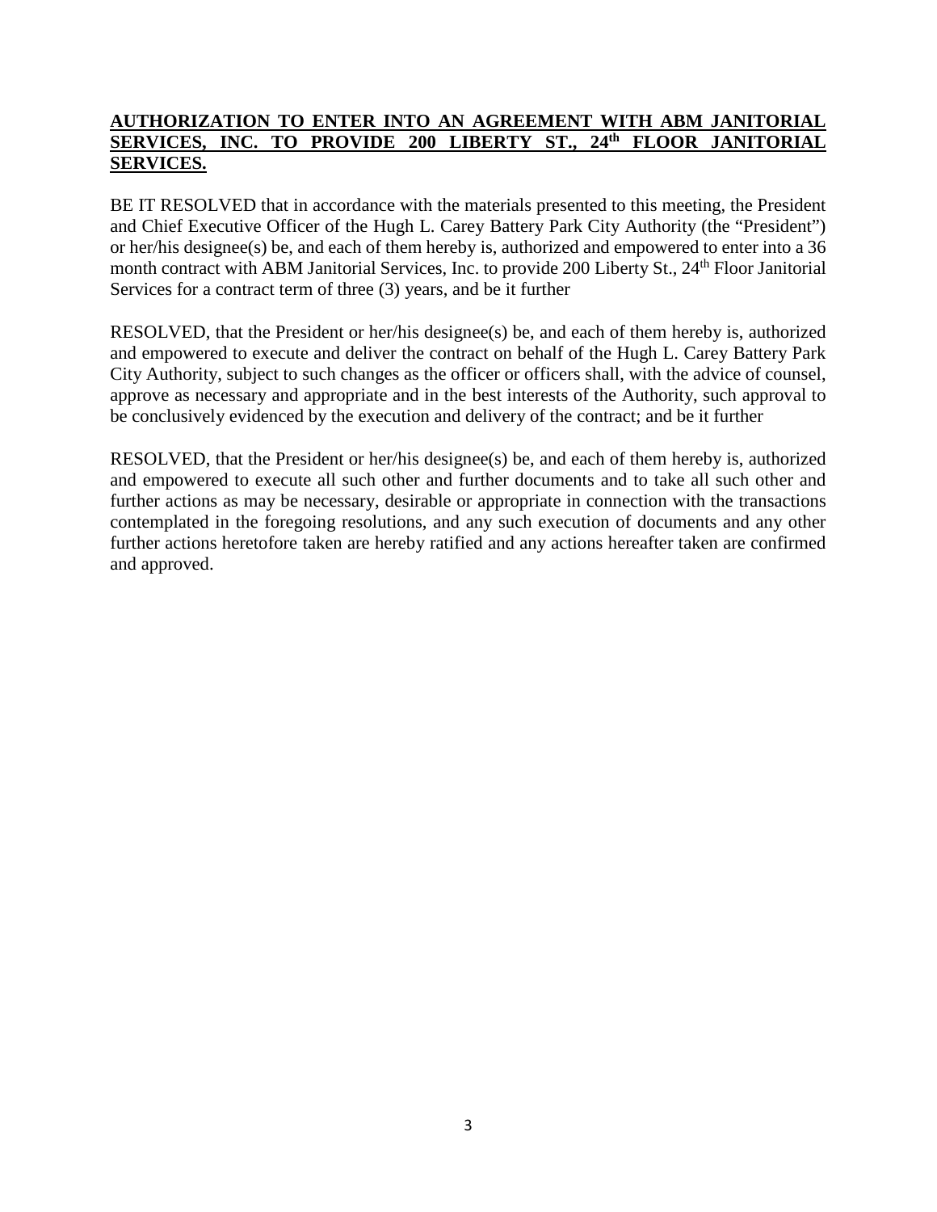**AUTHORIZATION TO ENTER INTO AN AGREEMENT WITH ABM JANITORIAL SERVICES, INC. TO PROVIDE 200 LIBERTY ST., 24th FLOOR JANITORIAL SERVICES.**

BE IT RESOLVED that in accordance with the materials presented to this meeting, the President and Chief Executive Officer of the Hugh L. Carey Battery Park City Authority (the "President") or her/his designee(s) be, and each of them hereby is, authorized and empowered to enter into a 36 month contract with ABM Janitorial Services, Inc. to provide 200 Liberty St., 24th Floor Janitorial Services for a contract term of three (3) years, and be it further

RESOLVED, that the President or her/his designee(s) be, and each of them hereby is, authorized and empowered to execute and deliver the contract on behalf of the Hugh L. Carey Battery Park City Authority, subject to such changes as the officer or officers shall, with the advice of counsel, approve as necessary and appropriate and in the best interests of the Authority, such approval to be conclusively evidenced by the execution and delivery of the contract; and be it further

RESOLVED, that the President or her/his designee(s) be, and each of them hereby is, authorized and empowered to execute all such other and further documents and to take all such other and further actions as may be necessary, desirable or appropriate in connection with the transactions contemplated in the foregoing resolutions, and any such execution of documents and any other further actions heretofore taken are hereby ratified and any actions hereafter taken are confirmed and approved.